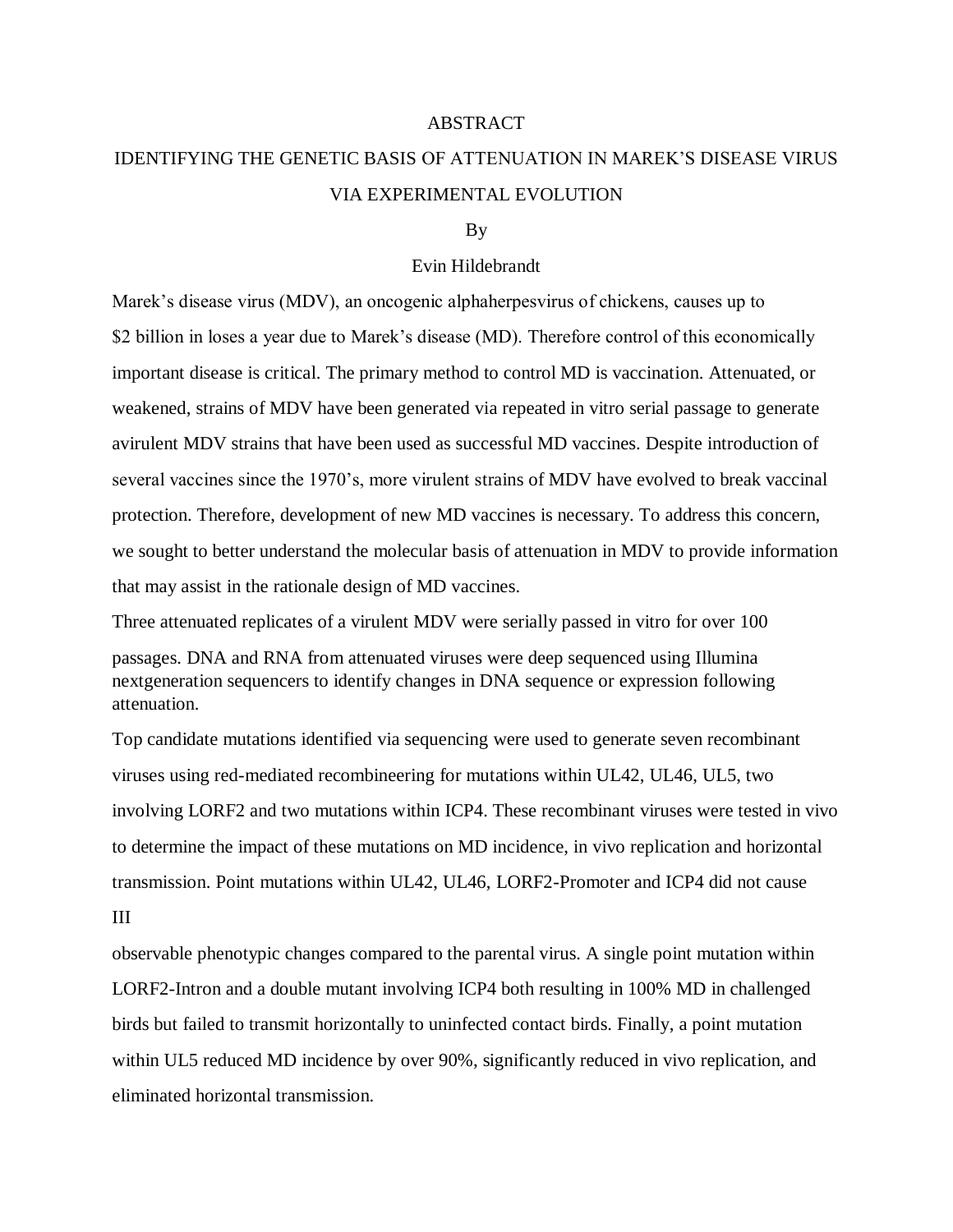# ABSTRACT

## IDENTIFYING THE GENETIC BASIS OF ATTENUATION IN MAREK'S DISEASE VIRUS VIA EXPERIMENTAL EVOLUTION

By

Evin Hildebrandt

Marek's disease virus (MDV), an oncogenic alphaherpesvirus of chickens, causes up to $2 billion in loses a year due to Marek's disease (MD). Therefore control of this economically important disease is critical. The primary method to control MD is vaccination. Attenuated, or weakened, strains of MDV have been generated via repeated in vitro serial passage to generate avirulent MDV strains that have been used as successful MD vaccines. Despite introduction of several vaccines since the 1970's, more virulent strains of MDV have evolved to break vaccinal protection. Therefore, development of new MD vaccines is necessary. To address this concern, we sought to better understand the molecular basis of attenuation in MDV to provide information that may assist in the rationale design of MD vaccines.

Three attenuated replicates of a virulent MDV were serially passed in vitro for over 100 passages. DNA and RNA from attenuated viruses were deep sequenced using Illumina nextgeneration sequencers to identify changes in DNA sequence or expression following attenuation.

Top candidate mutations identified via sequencing were used to generate seven recombinant viruses using red-mediated recombineering for mutations within UL42, UL46, UL5, two involving LORF2 and two mutations within ICP4. These recombinant viruses were tested in vivo to determine the impact of these mutations on MD incidence, in vivo replication and horizontal transmission. Point mutations within UL42, UL46, LORF2-Promoter and ICP4 did not cause observable phenotypic changes compared to the parental virus. A single point mutation within LORF2-Intron and a double mutant involving ICP4 both resulting in 100% MD in challenged birds but failed to transmit horizontally to uninfected contact birds. Finally, a point mutation within UL5 reduced MD incidence by over 90%, significantly reduced in vivo replication, and eliminated horizontal transmission.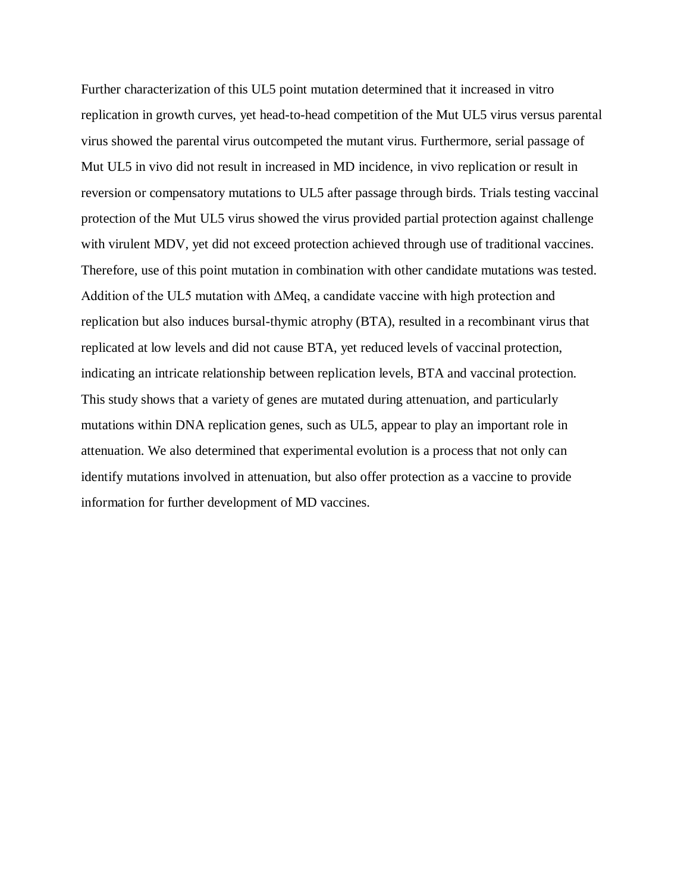Further characterization of this UL5 point mutation determined that it increased in vitro replication in growth curves, yet head-to-head competition of the Mut UL5 virus versus parental virus showed the parental virus outcompeted the mutant virus. Furthermore, serial passage of Mut UL5 in vivo did not result in increased in MD incidence, in vivo replication or result in reversion or compensatory mutations to UL5 after passage through birds. Trials testing vaccinal protection of the Mut UL5 virus showed the virus provided partial protection against challenge with virulent MDV, yet did not exceed protection achieved through use of traditional vaccines. Therefore, use of this point mutation in combination with other candidate mutations was tested. Addition of the UL5 mutation with ΔMeq, a candidate vaccine with high protection and replication but also induces bursal-thymic atrophy (BTA), resulted in a recombinant virus that replicated at low levels and did not cause BTA, yet reduced levels of vaccinal protection, indicating an intricate relationship between replication levels, BTA and vaccinal protection. This study shows that a variety of genes are mutated during attenuation, and particularly mutations within DNA replication genes, such as UL5, appear to play an important role in attenuation. We also determined that experimental evolution is a process that not only can identify mutations involved in attenuation, but also offer protection as a vaccine to provide information for further development of MD vaccines.